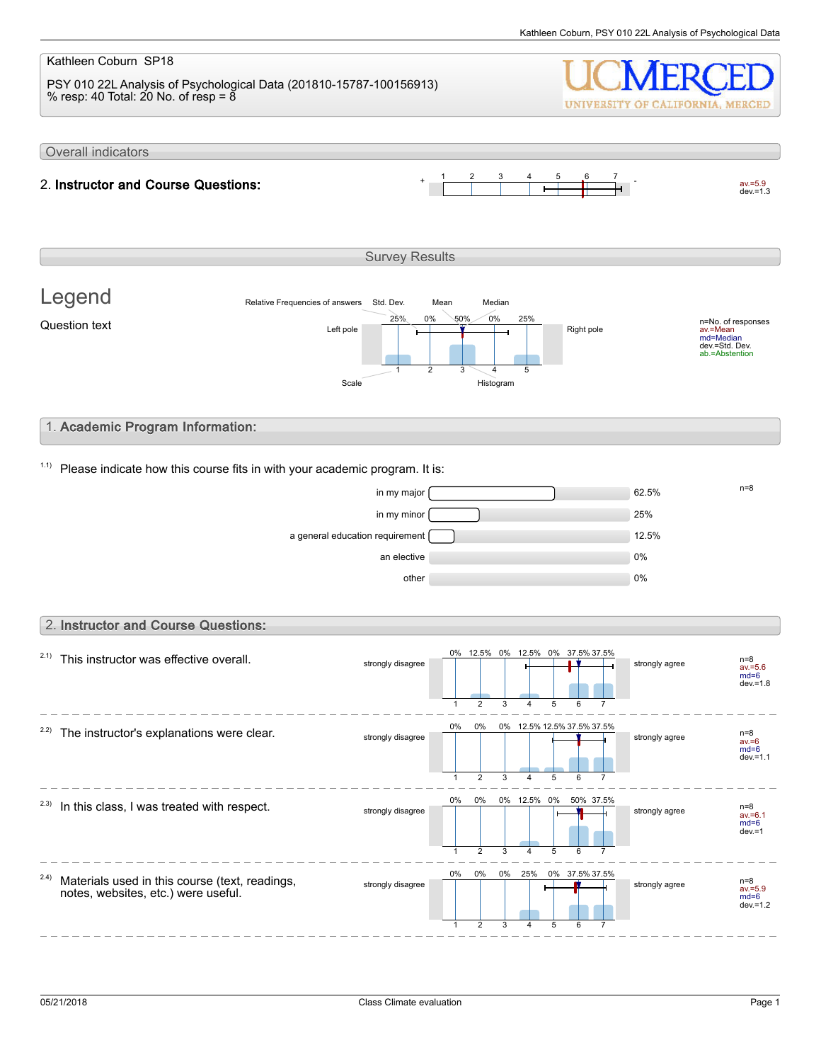Kathleen Coburn SP18

PSY 010 22L Analysis of Psychological Data (201810-15787-100156913)
% resp: 40 Total: 20 No. of resp = 8

## Overall indicators

**2. Instructor and Course Questions:** av.=5.9 dev.=1.3

## Survey Results

### Legend

Question text

Relative Frequencies of answers, Std. Dev., Mean, Median, Left pole, Right pole, Scale, Histogram

n=No. of responses
av.=Mean
md=Median
dev.=Std. Dev.
ab.=Abstention

## 1. Academic Program Information:

1.1) Please indicate how this course fits in with your academic program. It is:

| Option | Percentage |
|---|---|
| in my major | 62.5% |
| in my minor | 25% |
| a general education requirement | 12.5% |
| an elective | 0% |
| other | 0% |

n=8

## 2. Instructor and Course Questions:

Scale: 1 = strongly disagree, 7 = strongly agree

| Question | 1 | 2 | 3 | 4 | 5 | 6 | 7 | n | av. | md | dev. |
|---|---|---|---|---|---|---|---|---|---|---|---|
| 2.1) This instructor was effective overall. | 0% | 12.5% | 0% | 12.5% | 0% | 37.5% | 37.5% | 8 | 5.6 | 6 | 1.8 |
| 2.2) The instructor's explanations were clear. | 0% | 0% | 0% | 12.5% | 12.5% | 37.5% | 37.5% | 8 | 6 | 6 | 1.1 |
| 2.3) In this class, I was treated with respect. | 0% | 0% | 0% | 12.5% | 0% | 50% | 37.5% | 8 | 6.1 | 6 | 1 |
| 2.4) Materials used in this course (text, readings, notes, websites, etc.) were useful. | 0% | 0% | 0% | 25% | 0% | 37.5% | 37.5% | 8 | 5.9 | 6 | 1.2 |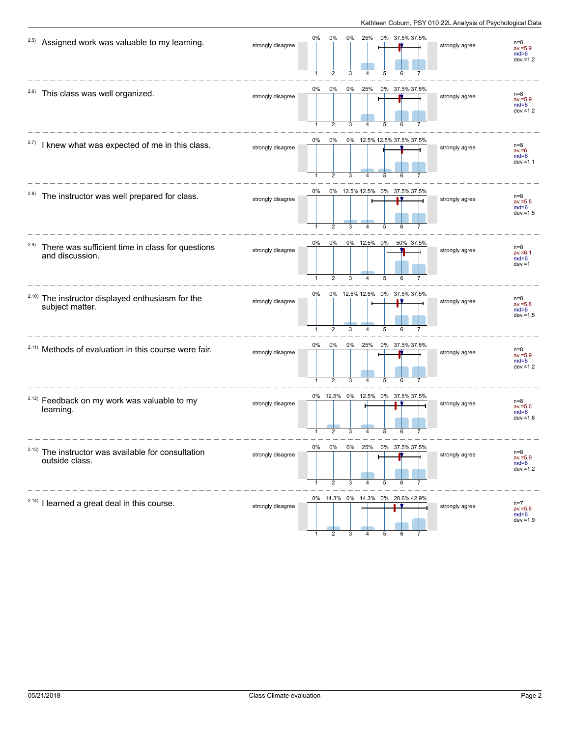| Item | Question | Left pole | 1 | 2 | 3 | 4 | 5 | 6 | 7 | Right pole | n | av. | md | dev. |
|---|---|---|---|---|---|---|---|---|---|---|---|---|---|---|
| 2.5) | Assigned work was valuable to my learning. | strongly disagree | 0% | 0% | 0% | 25% | 0% | 37.5% | 37.5% | strongly agree | 8 | 5.9 | 6 | 1.2 |
| 2.6) | This class was well organized. | strongly disagree | 0% | 0% | 0% | 25% | 0% | 37.5% | 37.5% | strongly agree | 8 | 5.9 | 6 | 1.2 |
| 2.7) | I knew what was expected of me in this class. | strongly disagree | 0% | 0% | 0% | 12.5% | 12.5% | 37.5% | 37.5% | strongly agree | 8 | 6 | 6 | 1.1 |
| 2.8) | The instructor was well prepared for class. | strongly disagree | 0% | 0% | 12.5% | 12.5% | 0% | 37.5% | 37.5% | strongly agree | 8 | 5.8 | 6 | 1.5 |
| 2.9) | There was sufficient time in class for questions and discussion. | strongly disagree | 0% | 0% | 0% | 12.5% | 0% | 50% | 37.5% | strongly agree | 8 | 6.1 | 6 | 1 |
| 2.10) | The instructor displayed enthusiasm for the subject matter. | strongly disagree | 0% | 0% | 12.5% | 12.5% | 0% | 37.5% | 37.5% | strongly agree | 8 | 5.8 | 6 | 1.5 |
| 2.11) | Methods of evaluation in this course were fair. | strongly disagree | 0% | 0% | 0% | 25% | 0% | 37.5% | 37.5% | strongly agree | 8 | 5.9 | 6 | 1.2 |
| 2.12) | Feedback on my work was valuable to my learning. | strongly disagree | 0% | 12.5% | 0% | 12.5% | 0% | 37.5% | 37.5% | strongly agree | 8 | 5.6 | 6 | 1.8 |
| 2.13) | The instructor was available for consultation outside class. | strongly disagree | 0% | 0% | 0% | 25% | 0% | 37.5% | 37.5% | strongly agree | 8 | 5.9 | 6 | 1.2 |
| 2.14) | I learned a great deal in this course. | strongly disagree | 0% | 14.3% | 0% | 14.3% | 0% | 28.6% | 42.9% | strongly agree | 7 | 5.6 | 6 | 1.9 |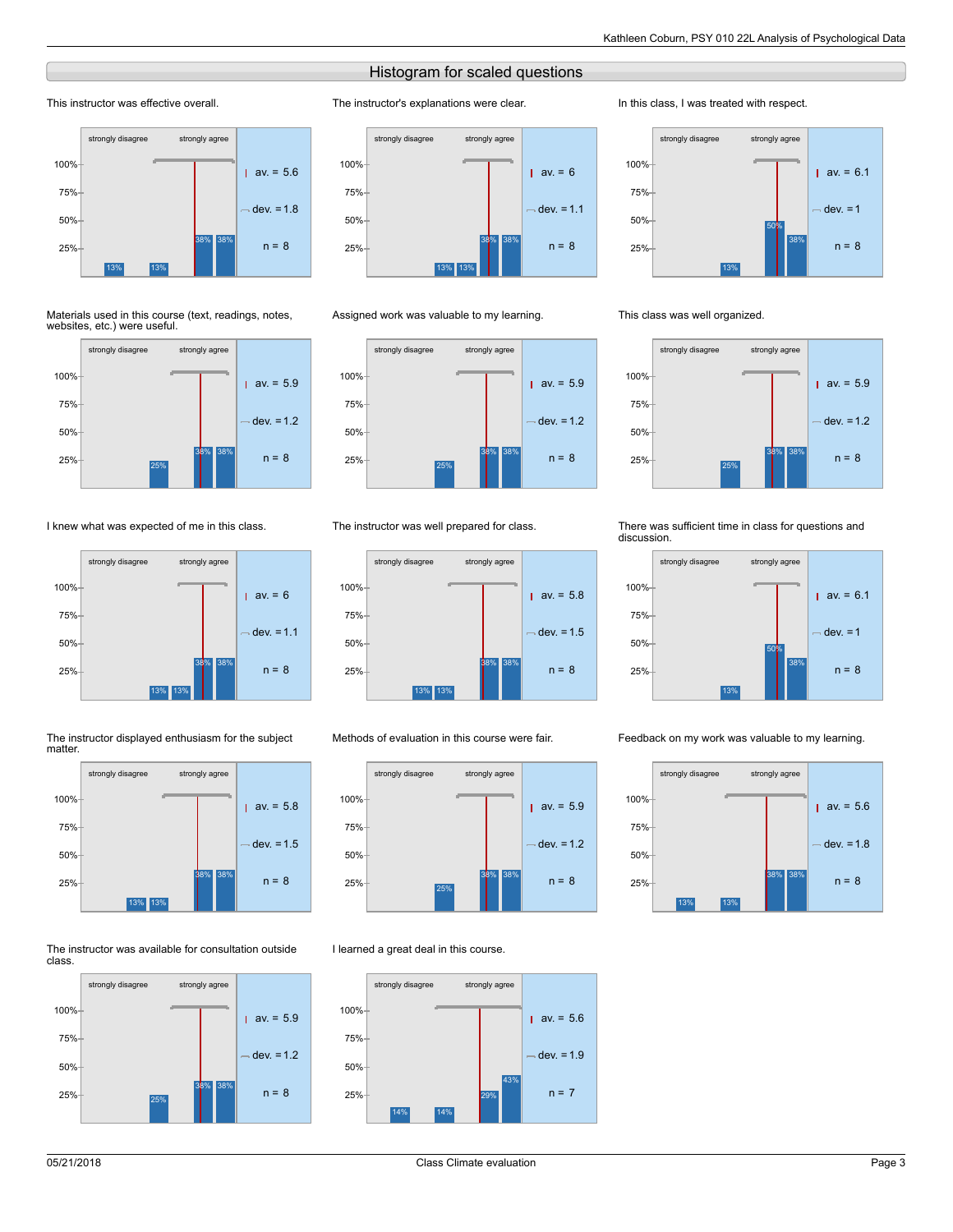## Histogram for scaled questions

### This instructor was effective overall.

strongly disagree — strongly agree

| Values | 13% | 13% | 38% | 38% |
|---|---|---|---|---|

av. = 5.6, dev. = 1.8, n = 8

### The instructor's explanations were clear.

strongly disagree — strongly agree

| Values | 13% | 13% | 38% | 38% |
|---|---|---|---|---|

av. = 6, dev. = 1.1, n = 8

### In this class, I was treated with respect.

strongly disagree — strongly agree

| Values | 13% | 50% | 38% |
|---|---|---|---|

av. = 6.1, dev. = 1, n = 8

### Materials used in this course (text, readings, notes, websites, etc.) were useful.

strongly disagree — strongly agree

| Values | 25% | 38% | 38% |
|---|---|---|---|

av. = 5.9, dev. = 1.2, n = 8

### Assigned work was valuable to my learning.

strongly disagree — strongly agree

| Values | 25% | 38% | 38% |
|---|---|---|---|

av. = 5.9, dev. = 1.2, n = 8

### This class was well organized.

strongly disagree — strongly agree

| Values | 25% | 38% | 38% |
|---|---|---|---|

av. = 5.9, dev. = 1.2, n = 8

### I knew what was expected of me in this class.

strongly disagree — strongly agree

| Values | 13% | 13% | 38% | 38% |
|---|---|---|---|---|

av. = 6, dev. = 1.1, n = 8

### The instructor was well prepared for class.

strongly disagree — strongly agree

| Values | 13% | 13% | 38% | 38% |
|---|---|---|---|---|

av. = 5.8, dev. = 1.5, n = 8

### There was sufficient time in class for questions and discussion.

strongly disagree — strongly agree

| Values | 13% | 50% | 38% |
|---|---|---|---|

av. = 6.1, dev. = 1, n = 8

### The instructor displayed enthusiasm for the subject matter.

strongly disagree — strongly agree

| Values | 13% | 13% | 38% | 38% |
|---|---|---|---|---|

av. = 5.8, dev. = 1.5, n = 8

### Methods of evaluation in this course were fair.

strongly disagree — strongly agree

| Values | 25% | 38% | 38% |
|---|---|---|---|

av. = 5.9, dev. = 1.2, n = 8

### Feedback on my work was valuable to my learning.

strongly disagree — strongly agree

| Values | 13% | 13% | 38% | 38% |
|---|---|---|---|---|

av. = 5.6, dev. = 1.8, n = 8

### The instructor was available for consultation outside class.

strongly disagree — strongly agree

| Values | 25% | 38% | 38% |
|---|---|---|---|

av. = 5.9, dev. = 1.2, n = 8

### I learned a great deal in this course.

strongly disagree — strongly agree

| Values | 14% | 14% | 29% | 43% |
|---|---|---|---|---|

av. = 5.6, dev. = 1.9, n = 7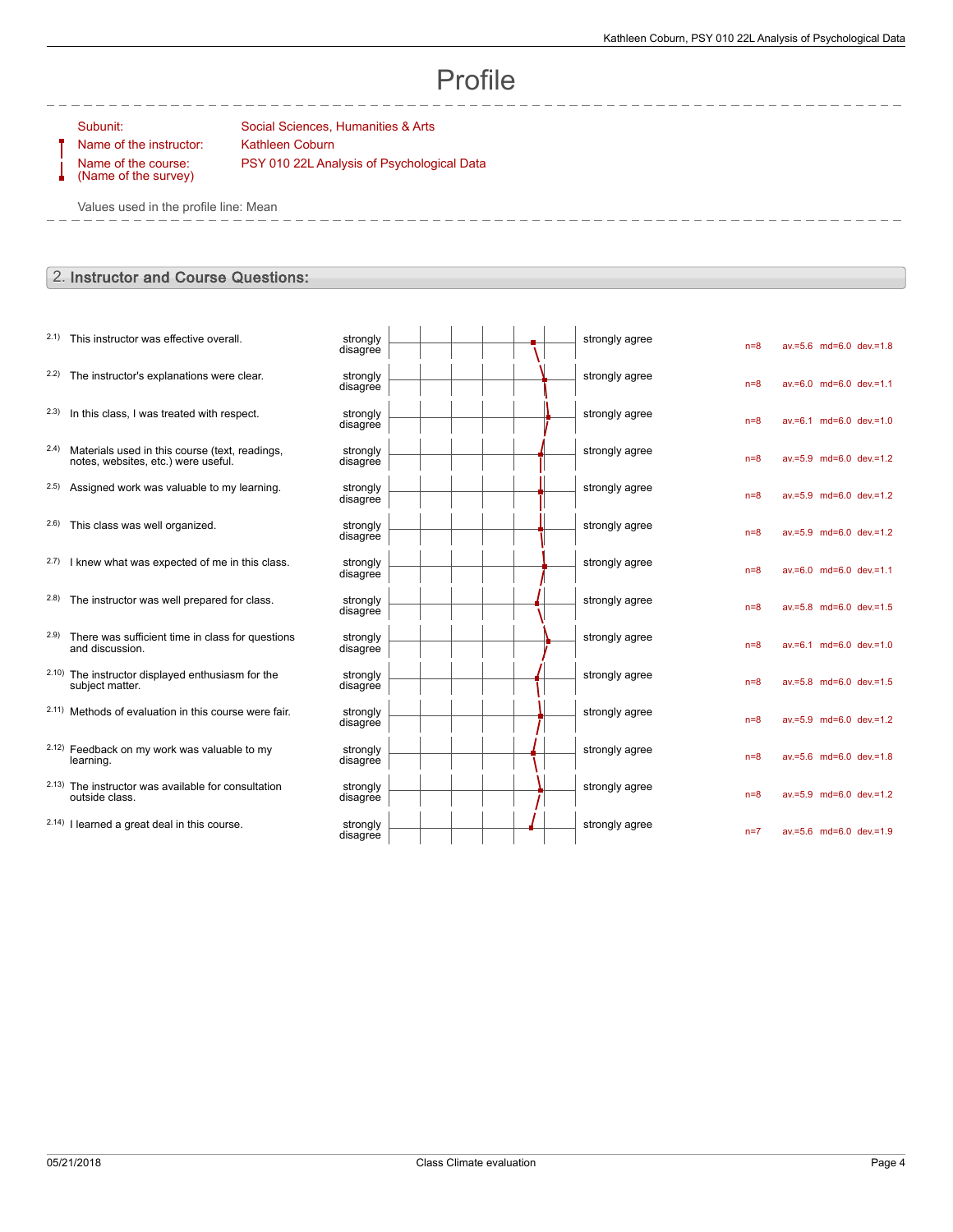# Profile

Subunit: Social Sciences, Humanities & Arts

Name of the instructor: Kathleen Coburn

Name of the course: (Name of the survey) PSY 010 22L Analysis of Psychological Data

Values used in the profile line: Mean

## 2. Instructor and Course Questions:

| # | Question | Left pole | Right pole | n | av. | md | dev. |
|---|---|---|---|---|---|---|---|
| 2.1) | This instructor was effective overall. | strongly disagree | strongly agree | n=8 | av.=5.6 | md=6.0 | dev.=1.8 |
| 2.2) | The instructor's explanations were clear. | strongly disagree | strongly agree | n=8 | av.=6.0 | md=6.0 | dev.=1.1 |
| 2.3) | In this class, I was treated with respect. | strongly disagree | strongly agree | n=8 | av.=6.1 | md=6.0 | dev.=1.0 |
| 2.4) | Materials used in this course (text, readings, notes, websites, etc.) were useful. | strongly disagree | strongly agree | n=8 | av.=5.9 | md=6.0 | dev.=1.2 |
| 2.5) | Assigned work was valuable to my learning. | strongly disagree | strongly agree | n=8 | av.=5.9 | md=6.0 | dev.=1.2 |
| 2.6) | This class was well organized. | strongly disagree | strongly agree | n=8 | av.=5.9 | md=6.0 | dev.=1.2 |
| 2.7) | I knew what was expected of me in this class. | strongly disagree | strongly agree | n=8 | av.=6.0 | md=6.0 | dev.=1.1 |
| 2.8) | The instructor was well prepared for class. | strongly disagree | strongly agree | n=8 | av.=5.8 | md=6.0 | dev.=1.5 |
| 2.9) | There was sufficient time in class for questions and discussion. | strongly disagree | strongly agree | n=8 | av.=6.1 | md=6.0 | dev.=1.0 |
| 2.10) | The instructor displayed enthusiasm for the subject matter. | strongly disagree | strongly agree | n=8 | av.=5.8 | md=6.0 | dev.=1.5 |
| 2.11) | Methods of evaluation in this course were fair. | strongly disagree | strongly agree | n=8 | av.=5.9 | md=6.0 | dev.=1.2 |
| 2.12) | Feedback on my work was valuable to my learning. | strongly disagree | strongly agree | n=8 | av.=5.6 | md=6.0 | dev.=1.8 |
| 2.13) | The instructor was available for consultation outside class. | strongly disagree | strongly agree | n=8 | av.=5.9 | md=6.0 | dev.=1.2 |
| 2.14) | I learned a great deal in this course. | strongly disagree | strongly agree | n=7 | av.=5.6 | md=6.0 | dev.=1.9 |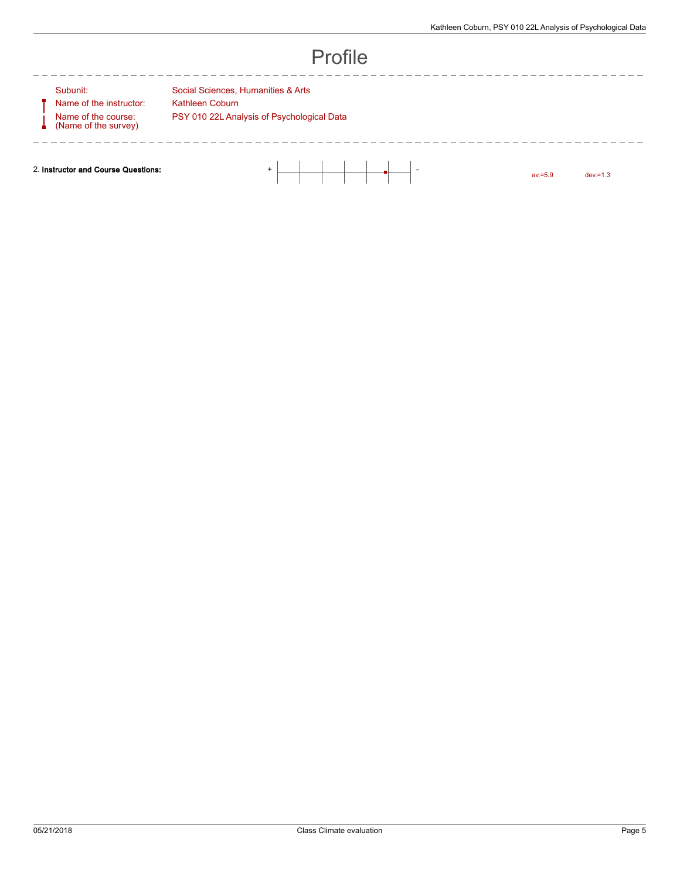# Profile

Subunit: Social Sciences, Humanities & Arts

Name of the instructor: Kathleen Coburn

Name of the course: (Name of the survey) PSY 010 22L Analysis of Psychological Data

2. **Instructor and Course Questions:** + - av.=5.9 dev.=1.3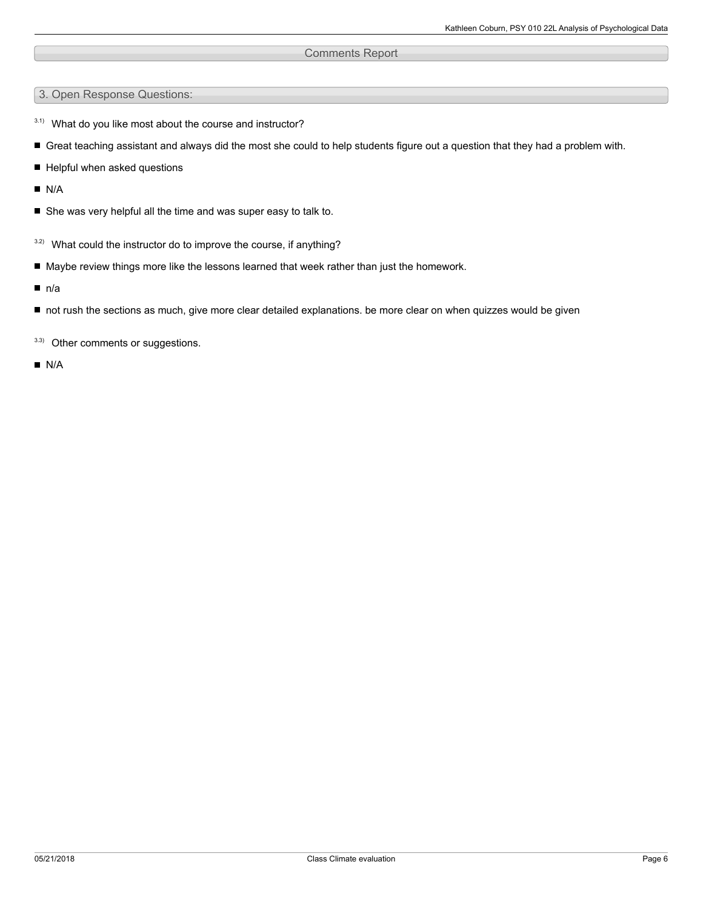## Comments Report

### 3. Open Response Questions:

3.1) What do you like most about the course and instructor?

- Great teaching assistant and always did the most she could to help students figure out a question that they had a problem with.
- Helpful when asked questions
- N/A
- She was very helpful all the time and was super easy to talk to.

3.2) What could the instructor do to improve the course, if anything?

- Maybe review things more like the lessons learned that week rather than just the homework.
- n/a
- not rush the sections as much, give more clear detailed explanations. be more clear on when quizzes would be given

3.3) Other comments or suggestions.

- N/A